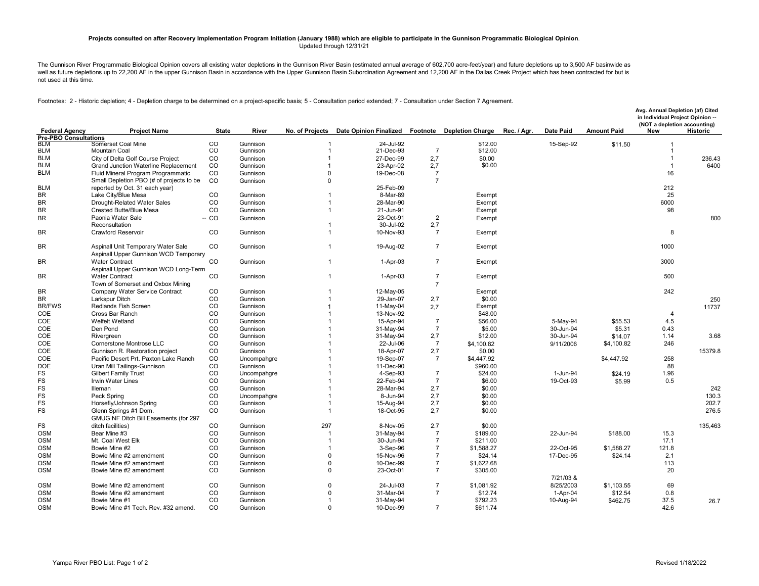**Projects consulted on after Recovery Implementation Program Initiation (January 1988) which are eligible to participate in the Gunnison Programmatic Biological Opinion**.
Updated through 12/31/21

The Gunnison River Programmatic Biological Opinion covers all existing water depletions in the Gunnison River Basin (estimated annual average of 602,700 acre-feet/year) and future depletions up to 3,500 AF basinwide as well as future depletions up to 22,200 AF in the upper Gunnison Basin in accordance with the Upper Gunnison Basin Subordination Agreement and 12,200 AF in the Dallas Creek Project which has been contracted for but is not used at this time.

Footnotes: 2 - Historic depletion; 4 - Depletion charge to be determined on a project-specific basis; 5 - Consultation period extended; 7 - Consultation under Section 7 Agreement.

| Federal Agency | Project Name | State | River | No. of Projects | Date Opinion Finalized | Footnote | Depletion Charge | Rec. / Agr. | Date Paid | Amount Paid | Avg. Annual Depletion (af) Cited in Individual Project Opinion -- (NOT a depletion accounting) New | Historic |
|---|---|---|---|---|---|---|---|---|---|---|---|---|
| **Pre-PBO Consultations** | | | | | | | | | | | | |
| BLM | Somerset Coal Mine | CO | Gunnison | 1 | 24-Jul-92 | | $12.00 | | 15-Sep-92 | $11.50 | 1 | |
| BLM | Mountain Coal | CO | Gunnison | 1 | 21-Dec-93 | 7 | $12.00 | | | | 1 | |
| BLM | City of Delta Golf Course Project | CO | Gunnison | 1 | 27-Dec-99 | 2,7 | $0.00 | | | | 1 | 236.43 |
| BLM | Grand Junction Waterline Replacement | CO | Gunnison | 1 | 23-Apr-02 | 2,7 | $0.00 | | | | 1 | 6400 |
| BLM | Fluid Mineral Program Programmatic | CO | Gunnison | 0 | 19-Dec-08 | 7 | | | | | 16 | |
| BLM | Small Depletion PBO (# of projects to be reported by Oct. 31 each year) | CO | Gunnison | 0 | 25-Feb-09 | 7 | | | | | 212 | |
| BR | Lake City/Blue Mesa | CO | Gunnison | 1 | 8-Mar-89 | | Exempt | | | | 25 | |
| BR | Drought-Related Water Sales | CO | Gunnison | 1 | 28-Mar-90 | | Exempt | | | | 6000 | |
| BR | Crested Butte/Blue Mesa | CO | Gunnison | 1 | 21-Jun-91 | | Exempt | | | | 98 | |
| BR | Paonia Water Sale | -- CO | Gunnison | | 23-Oct-91 | 2 | Exempt | | | | | 800 |
| | Reconsultation | | | 1 | 30-Jul-02 | 2,7 | | | | | | |
| BR | Crawford Reservoir | CO | Gunnison | 1 | 10-Nov-93 | 7 | Exempt | | | | 8 | |
| BR | Aspinall Unit Temporary Water Sale | CO | Gunnison | 1 | 19-Aug-02 | 7 | Exempt | | | | 1000 | |
| BR | Aspinall Upper Gunnison WCD Temporary Water Contract | CO | Gunnison | 1 | 1-Apr-03 | 7 | Exempt | | | | 3000 | |
| BR | Aspinall Upper Gunnison WCD Long-Term Water Contract | CO | Gunnison | 1 | 1-Apr-03 | 7 | Exempt | | | | 500 | |
| BR | Town of Somerset and Oxbox Mining Company Water Service Contract | CO | Gunnison | 1 | 12-May-05 | 7 | Exempt | | | | 242 | |
| BR | Larkspur Ditch | CO | Gunnison | 1 | 29-Jan-07 | 2,7 | $0.00 | | | | | 250 |
| BR/FWS | Redlands Fish Screen | CO | Gunnison | 1 | 11-May-04 | 2,7 | Exempt | | | | | 11737 |
| COE | Cross Bar Ranch | CO | Gunnison | 1 | 13-Nov-92 | | $48.00 | | | | 4 | |
| COE | Welfelt Wetland | CO | Gunnison | 1 | 15-Apr-94 | 7 | $56.00 | | 5-May-94 | $55.53 | 4.5 | |
| COE | Den Pond | CO | Gunnison | 1 | 31-May-94 | 7 | $5.00 | | 30-Jun-94 | $5.31 | 0.43 | |
| COE | Rivergreen | CO | Gunnison | 1 | 31-May-94 | 2,7 | $12.00 | | 30-Jun-94 | $14.07 | 1.14 | 3.68 |
| COE | Cornerstone Montrose LLC | CO | Gunnison | 1 | 22-Jul-06 | 7 | $4,100.82 | | 9/11/2006 | $4,100.82 | 246 | |
| COE | Gunnison R. Restoration project | CO | Gunnison | 1 | 18-Apr-07 | 2,7 | $0.00 | | | | | 15379.8 |
| COE | Pacific Desert Prt. Paxton Lake Ranch | CO | Uncompahgre | 1 | 19-Sep-07 | 7 | $4,447.92 | | | $4,447.92 | 258 | |
| DOE | Uran Mill Tailings-Gunnison | CO | Gunnison | 1 | 11-Dec-90 | | $960.00 | | | | 88 | |
| FS | Gilbert Family Trust | CO | Uncompahgre | 1 | 4-Sep-93 | 7 | $24.00 | | 1-Jun-94 | $24.19 | 1.96 | |
| FS | Irwin Water Lines | CO | Gunnison | 1 | 22-Feb-94 | 7 | $6.00 | | 19-Oct-93 | $5.99 | 0.5 | |
| FS | Illeman | CO | Gunnison | 1 | 28-Mar-94 | 2,7 | $0.00 | | | | | 242 |
| FS | Peck Spring | CO | Uncompahgre | 1 | 8-Jun-94 | 2,7 | $0.00 | | | | | 130.3 |
| FS | Horsefly/Johnson Spring | CO | Gunnison | 1 | 15-Aug-94 | 2,7 | $0.00 | | | | | 202.7 |
| FS | Glenn Springs #1 Dom. | CO | Gunnison | 1 | 18-Oct-95 | 2,7 | $0.00 | | | | | 276.5 |
| FS | GMUG NF Ditch Bill Easements (for 297 ditch facilities) | CO | Gunnison | 297 | 8-Nov-05 | 2.7 | $0.00 | | | | | 135,463 |
| OSM | Bear Mine #3 | CO | Gunnison | 1 | 31-May-94 | 7 | $189.00 | | 22-Jun-94 | $188.00 | 15.3 | |
| OSM | Mt. Coal West Elk | CO | Gunnison | 1 | 30-Jun-94 | 7 | $211.00 | | | | 17.1 | |
| OSM | Bowie Mine #2 | CO | Gunnison | 1 | 3-Sep-96 | 7 | $1,588.27 | | 22-Oct-95 | $1,588.27 | 121.8 | |
| OSM | Bowie Mine #2 amendment | CO | Gunnison | 0 | 15-Nov-96 | 7 | $24.14 | | 17-Dec-95 | $24.14 | 2.1 | |
| OSM | Bowie Mine #2 amendment | CO | Gunnison | 0 | 10-Dec-99 | 7 | $1,622.68 | | | | 113 | |
| OSM | Bowie Mine #2 amendment | CO | Gunnison | 0 | 23-Oct-01 | 7 | $305.00 | | | | 20 | |
| OSM | Bowie Mine #2 amendment | CO | Gunnison | 0 | 24-Jul-03 | 7 | $1,081.92 | | 7/21/03 & 8/25/2003 | $1,103.55 | 69 | |
| OSM | Bowie Mine #2 amendment | CO | Gunnison | 0 | 31-Mar-04 | 7 | $12.74 | | 1-Apr-04 | $12.54 | 0.8 | |
| OSM | Bowie Mine #1 | CO | Gunnison | 1 | 31-May-94 | | $792.23 | | 10-Aug-94 | $462.75 | 37.5 | 26.7 |
| OSM | Bowie Mine #1 Tech. Rev. #32 amend. | CO | Gunnison | 0 | 10-Dec-99 | 7 | $611.74 | | | | 42.6 | |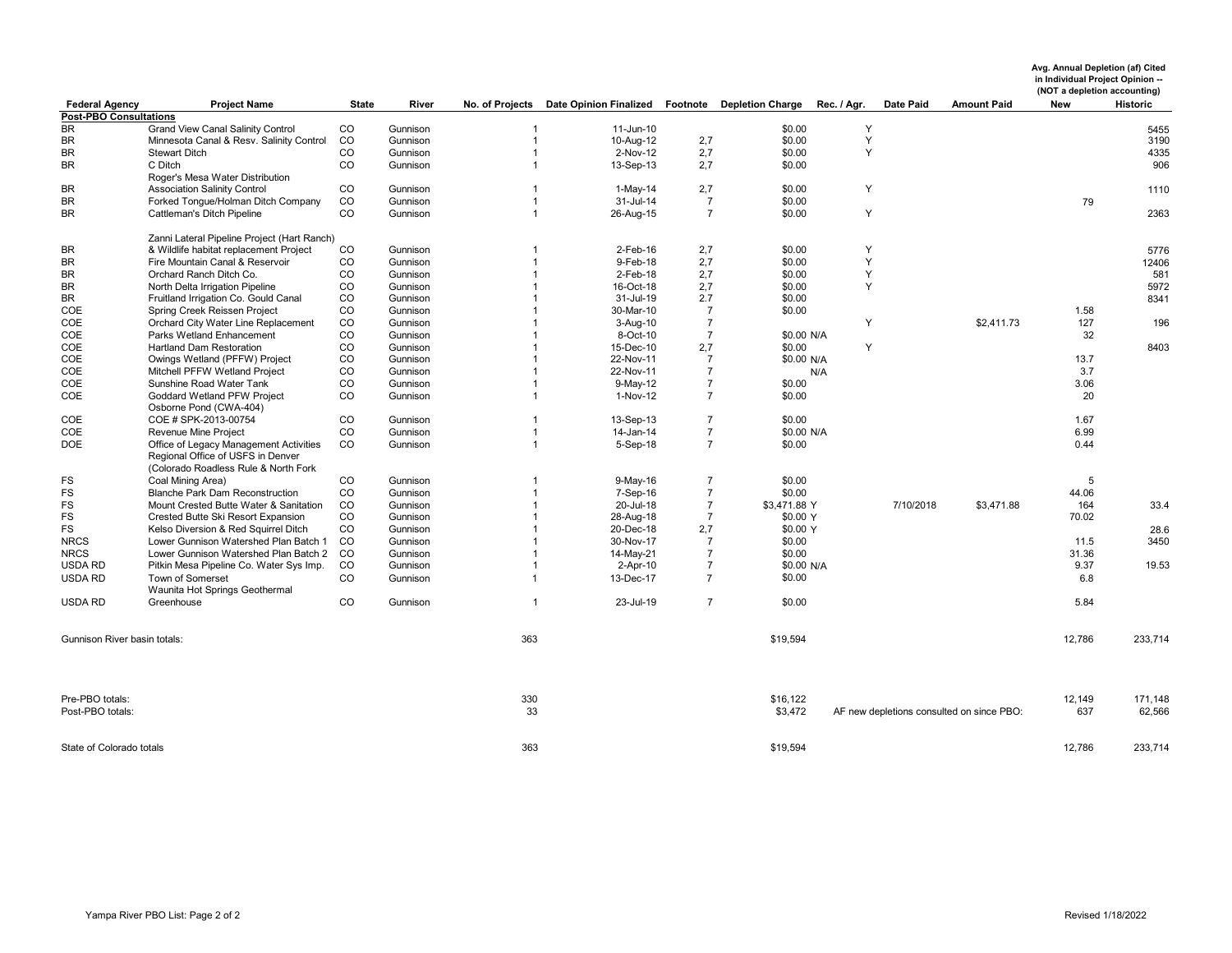| Federal Agency | Project Name | State | River | No. of Projects | Date Opinion Finalized | Footnote | Depletion Charge | Rec. / Agr. | Date Paid | Amount Paid | Avg. Annual Depletion (af) Cited in Individual Project Opinion -- (NOT a depletion accounting) New | Historic |
|---|---|---|---|---|---|---|---|---|---|---|---|---|
| **Post-PBO Consultations** | | | | | | | | | | | | |
| BR | Grand View Canal Salinity Control | CO | Gunnison | 1 | 11-Jun-10 | | $0.00 | Y | | | | 5455 |
| BR | Minnesota Canal & Resv. Salinity Control | CO | Gunnison | 1 | 10-Aug-12 | 2,7 | $0.00 | Y | | | | 3190 |
| BR | Stewart Ditch | CO | Gunnison | 1 | 2-Nov-12 | 2,7 | $0.00 | Y | | | | 4335 |
| BR | C Ditch | CO | Gunnison | 1 | 13-Sep-13 | 2,7 | $0.00 | | | | | 906 |
| BR | Roger's Mesa Water Distribution Association Salinity Control | CO | Gunnison | 1 | 1-May-14 | 2,7 | $0.00 | Y | | | | 1110 |
| BR | Forked Tongue/Holman Ditch Company | CO | Gunnison | 1 | 31-Jul-14 | 7 | $0.00 | | | | 79 | |
| BR | Cattleman's Ditch Pipeline | CO | Gunnison | 1 | 26-Aug-15 | 7 | $0.00 | Y | | | | 2363 |
| BR | Zanni Lateral Pipeline Project (Hart Ranch) & Wildlife habitat replacement Project | CO | Gunnison | 1 | 2-Feb-16 | 2,7 | $0.00 | Y | | | | 5776 |
| BR | Fire Mountain Canal & Reservoir | CO | Gunnison | 1 | 9-Feb-18 | 2,7 | $0.00 | Y | | | | 12406 |
| BR | Orchard Ranch Ditch Co. | CO | Gunnison | 1 | 2-Feb-18 | 2,7 | $0.00 | Y | | | | 581 |
| BR | North Delta Irrigation Pipeline | CO | Gunnison | 1 | 16-Oct-18 | 2,7 | $0.00 | Y | | | | 5972 |
| BR | Fruitland Irrigation Co. Gould Canal | CO | Gunnison | 1 | 31-Jul-19 | 2.7 | $0.00 | | | | | 8341 |
| COE | Spring Creek Reissen Project | CO | Gunnison | 1 | 30-Mar-10 | 7 | $0.00 | | | | 1.58 | |
| COE | Orchard City Water Line Replacement | CO | Gunnison | 1 | 3-Aug-10 | 7 | | Y | | $2,411.73 | 127 | 196 |
| COE | Parks Wetland Enhancement | CO | Gunnison | 1 | 8-Oct-10 | 7 | $0.00 | N/A | | | 32 | |
| COE | Hartland Dam Restoration | CO | Gunnison | 1 | 15-Dec-10 | 2,7 | $0.00 | Y | | | | 8403 |
| COE | Owings Wetland (PFFW) Project | CO | Gunnison | 1 | 22-Nov-11 | 7 | $0.00 | N/A | | | 13.7 | |
| COE | Mitchell PFFW Wetland Project | CO | Gunnison | 1 | 22-Nov-11 | 7 | | N/A | | | 3.7 | |
| COE | Sunshine Road Water Tank | CO | Gunnison | 1 | 9-May-12 | 7 | $0.00 | | | | 3.06 | |
| COE | Goddard Wetland PFW Project | CO | Gunnison | 1 | 1-Nov-12 | 7 | $0.00 | | | | 20 | |
| COE | Osborne Pond (CWA-404) COE # SPK-2013-00754 | CO | Gunnison | 1 | 13-Sep-13 | 7 | $0.00 | | | | 1.67 | |
| COE | Revenue Mine Project | CO | Gunnison | 1 | 14-Jan-14 | 7 | $0.00 | N/A | | | 6.99 | |
| DOE | Office of Legacy Management Activities | CO | Gunnison | 1 | 5-Sep-18 | 7 | $0.00 | | | | 0.44 | |
| FS | Regional Office of USFS in Denver (Colorado Roadless Rule & North Fork Coal Mining Area) | CO | Gunnison | 1 | 9-May-16 | 7 | $0.00 | | | | 5 | |
| FS | Blanche Park Dam Reconstruction | CO | Gunnison | 1 | 7-Sep-16 | 7 | $0.00 | | | | 44.06 | |
| FS | Mount Crested Butte Water & Sanitation | CO | Gunnison | 1 | 20-Jul-18 | 7 | $3,471.88 | Y | 7/10/2018 | $3,471.88 | 164 | 33.4 |
| FS | Crested Butte Ski Resort Expansion | CO | Gunnison | 1 | 28-Aug-18 | 7 | $0.00 | Y | | | 70.02 | |
| FS | Kelso Diversion & Red Squirrel Ditch | CO | Gunnison | 1 | 20-Dec-18 | 2,7 | $0.00 | Y | | | | 28.6 |
| NRCS | Lower Gunnison Watershed Plan Batch 1 | CO | Gunnison | 1 | 30-Nov-17 | 7 | $0.00 | | | | 11.5 | 3450 |
| NRCS | Lower Gunnison Watershed Plan Batch 2 | CO | Gunnison | 1 | 14-May-21 | 7 | $0.00 | | | | 31.36 | |
| USDA RD | Pitkin Mesa Pipeline Co. Water Sys Imp. | CO | Gunnison | 1 | 2-Apr-10 | 7 | $0.00 | N/A | | | 9.37 | 19.53 |
| USDA RD | Town of Somerset | CO | Gunnison | 1 | 13-Dec-17 | 7 | $0.00 | | | | 6.8 | |
| USDA RD | Waunita Hot Springs Geothermal Greenhouse | CO | Gunnison | 1 | 23-Jul-19 | 7 | $0.00 | | | | 5.84 | |
| Gunnison River basin totals: | | | | 363 | | | $19,594 | | | | 12,786 | 233,714 |
| Pre-PBO totals: | | | | 330 | | | $16,122 | | | | 12,149 | 171,148 |
| Post-PBO totals: | | | | 33 | | | $3,472 | AF new depletions consulted on since PBO: | | | 637 | 62,566 |
| State of Colorado totals | | | | 363 | | | $19,594 | | | | 12,786 | 233,714 |